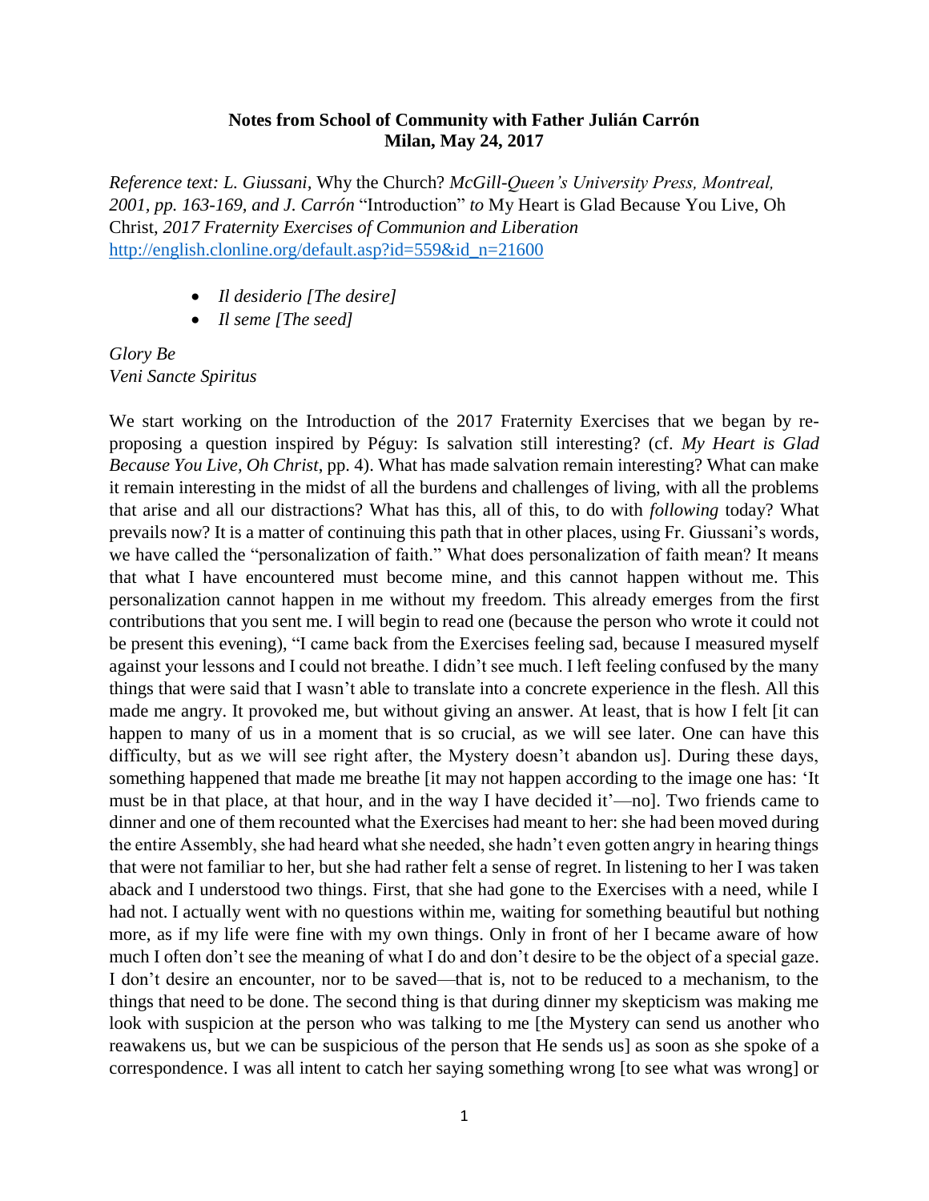**Notes from School of Community with Father Julián Carrón**
**Milan, May 24, 2017**

*Reference text: L. Giussani,* Why the Church? *McGill-Queen's University Press, Montreal, 2001, pp. 163-169, and J. Carrón* "Introduction" *to* My Heart is Glad Because You Live, Oh Christ, *2017 Fraternity Exercises of Communion and Liberation* http://english.clonline.org/default.asp?id=559&id_n=21600

- *Il desiderio [The desire]*
- *Il seme [The seed]*

*Glory Be*
*Veni Sancte Spiritus*

We start working on the Introduction of the 2017 Fraternity Exercises that we began by re-proposing a question inspired by Péguy: Is salvation still interesting? (cf. *My Heart is Glad Because You Live, Oh Christ*, pp. 4). What has made salvation remain interesting? What can make it remain interesting in the midst of all the burdens and challenges of living, with all the problems that arise and all our distractions? What has this, all of this, to do with *following* today? What prevails now? It is a matter of continuing this path that in other places, using Fr. Giussani's words, we have called the "personalization of faith." What does personalization of faith mean? It means that what I have encountered must become mine, and this cannot happen without me. This personalization cannot happen in me without my freedom. This already emerges from the first contributions that you sent me. I will begin to read one (because the person who wrote it could not be present this evening), "I came back from the Exercises feeling sad, because I measured myself against your lessons and I could not breathe. I didn't see much. I left feeling confused by the many things that were said that I wasn't able to translate into a concrete experience in the flesh. All this made me angry. It provoked me, but without giving an answer. At least, that is how I felt [it can happen to many of us in a moment that is so crucial, as we will see later. One can have this difficulty, but as we will see right after, the Mystery doesn't abandon us]. During these days, something happened that made me breathe [it may not happen according to the image one has: 'It must be in that place, at that hour, and in the way I have decided it'—no]. Two friends came to dinner and one of them recounted what the Exercises had meant to her: she had been moved during the entire Assembly, she had heard what she needed, she hadn't even gotten angry in hearing things that were not familiar to her, but she had rather felt a sense of regret. In listening to her I was taken aback and I understood two things. First, that she had gone to the Exercises with a need, while I had not. I actually went with no questions within me, waiting for something beautiful but nothing more, as if my life were fine with my own things. Only in front of her I became aware of how much I often don't see the meaning of what I do and don't desire to be the object of a special gaze. I don't desire an encounter, nor to be saved—that is, not to be reduced to a mechanism, to the things that need to be done. The second thing is that during dinner my skepticism was making me look with suspicion at the person who was talking to me [the Mystery can send us another who reawakens us, but we can be suspicious of the person that He sends us] as soon as she spoke of a correspondence. I was all intent to catch her saying something wrong [to see what was wrong] or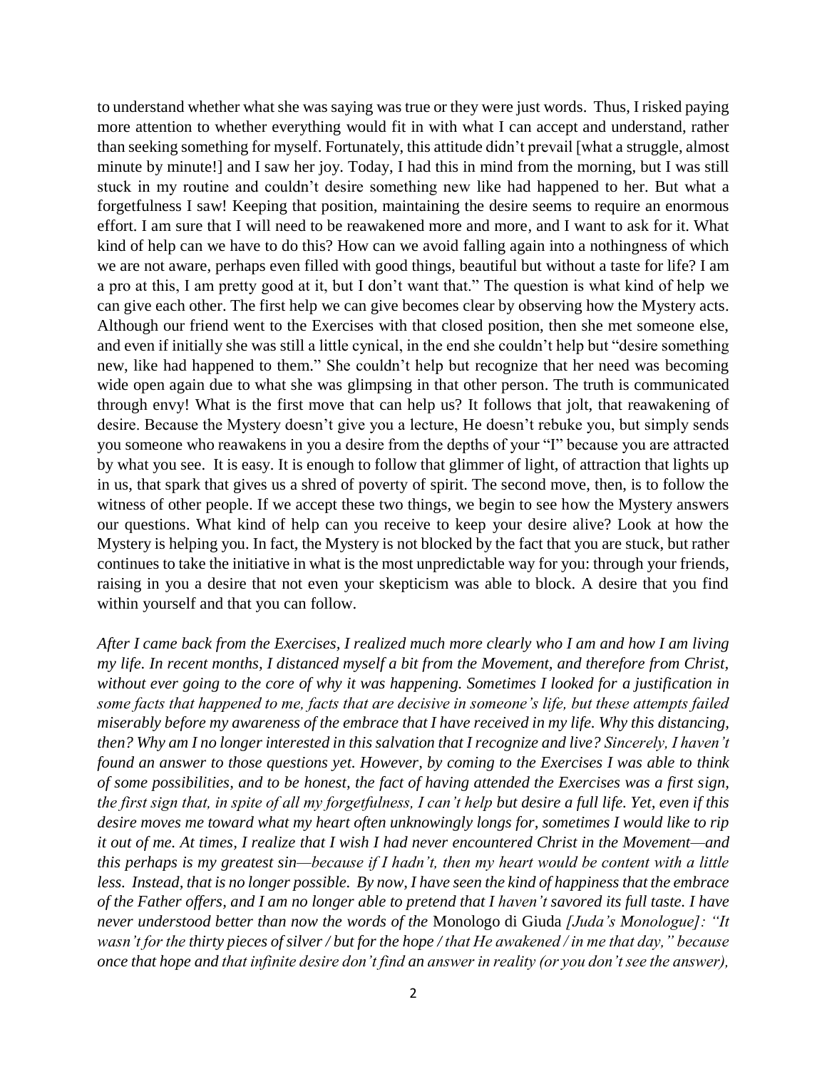to understand whether what she was saying was true or they were just words. Thus, I risked paying more attention to whether everything would fit in with what I can accept and understand, rather than seeking something for myself. Fortunately, this attitude didn't prevail [what a struggle, almost minute by minute!] and I saw her joy. Today, I had this in mind from the morning, but I was still stuck in my routine and couldn't desire something new like had happened to her. But what a forgetfulness I saw! Keeping that position, maintaining the desire seems to require an enormous effort. I am sure that I will need to be reawakened more and more, and I want to ask for it. What kind of help can we have to do this? How can we avoid falling again into a nothingness of which we are not aware, perhaps even filled with good things, beautiful but without a taste for life? I am a pro at this, I am pretty good at it, but I don't want that." The question is what kind of help we can give each other. The first help we can give becomes clear by observing how the Mystery acts. Although our friend went to the Exercises with that closed position, then she met someone else, and even if initially she was still a little cynical, in the end she couldn't help but "desire something new, like had happened to them." She couldn't help but recognize that her need was becoming wide open again due to what she was glimpsing in that other person. The truth is communicated through envy! What is the first move that can help us? It follows that jolt, that reawakening of desire. Because the Mystery doesn't give you a lecture, He doesn't rebuke you, but simply sends you someone who reawakens in you a desire from the depths of your "I" because you are attracted by what you see. It is easy. It is enough to follow that glimmer of light, of attraction that lights up in us, that spark that gives us a shred of poverty of spirit. The second move, then, is to follow the witness of other people. If we accept these two things, we begin to see how the Mystery answers our questions. What kind of help can you receive to keep your desire alive? Look at how the Mystery is helping you. In fact, the Mystery is not blocked by the fact that you are stuck, but rather continues to take the initiative in what is the most unpredictable way for you: through your friends, raising in you a desire that not even your skepticism was able to block. A desire that you find within yourself and that you can follow.

*After I came back from the Exercises, I realized much more clearly who I am and how I am living my life. In recent months, I distanced myself a bit from the Movement, and therefore from Christ, without ever going to the core of why it was happening. Sometimes I looked for a justification in some facts that happened to me, facts that are decisive in someone's life, but these attempts failed miserably before my awareness of the embrace that I have received in my life. Why this distancing, then? Why am I no longer interested in this salvation that I recognize and live? Sincerely, I haven't found an answer to those questions yet. However, by coming to the Exercises I was able to think of some possibilities, and to be honest, the fact of having attended the Exercises was a first sign, the first sign that, in spite of all my forgetfulness, I can't help but desire a full life. Yet, even if this desire moves me toward what my heart often unknowingly longs for, sometimes I would like to rip it out of me. At times, I realize that I wish I had never encountered Christ in the Movement—and this perhaps is my greatest sin—because if I hadn't, then my heart would be content with a little less. Instead, that is no longer possible. By now, I have seen the kind of happiness that the embrace of the Father offers, and I am no longer able to pretend that I haven't savored its full taste. I have never understood better than now the words of the* Monologo di Giuda *[Juda's Monologue]: "It wasn't for the thirty pieces of silver / but for the hope / that He awakened / in me that day," because once that hope and that infinite desire don't find an answer in reality (or you don't see the answer),*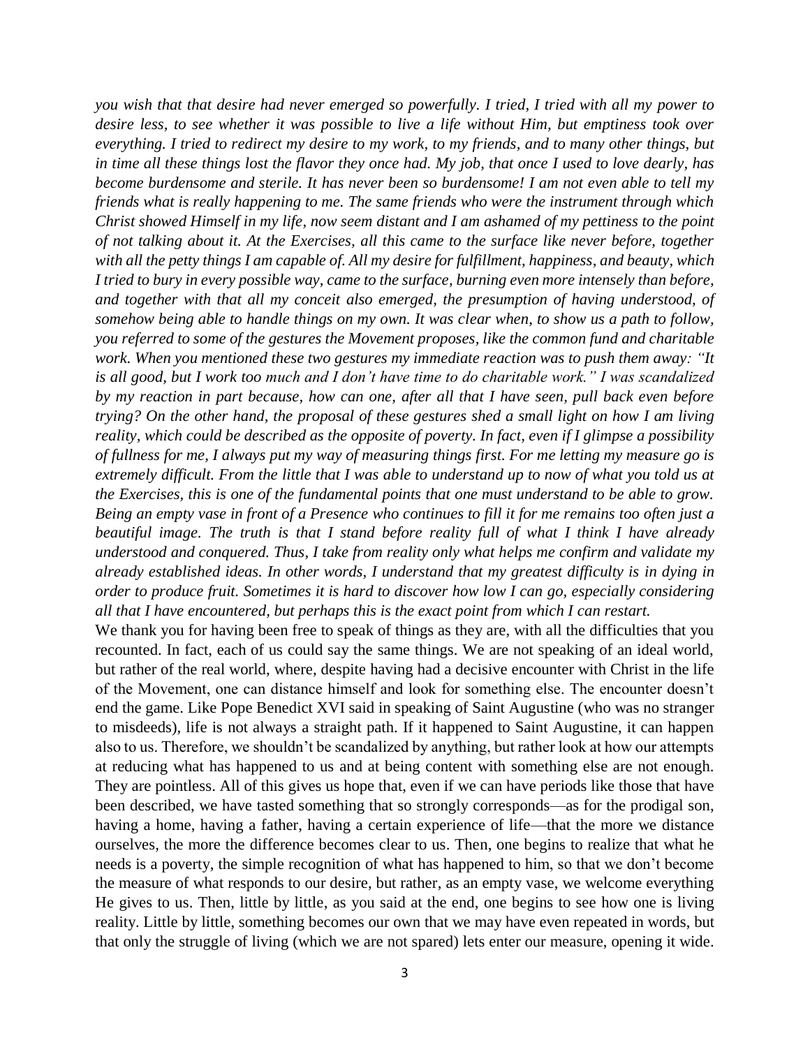*you wish that that desire had never emerged so powerfully. I tried, I tried with all my power to desire less, to see whether it was possible to live a life without Him, but emptiness took over everything. I tried to redirect my desire to my work, to my friends, and to many other things, but in time all these things lost the flavor they once had. My job, that once I used to love dearly, has become burdensome and sterile. It has never been so burdensome! I am not even able to tell my friends what is really happening to me. The same friends who were the instrument through which Christ showed Himself in my life, now seem distant and I am ashamed of my pettiness to the point of not talking about it. At the Exercises, all this came to the surface like never before, together with all the petty things I am capable of. All my desire for fulfillment, happiness, and beauty, which I tried to bury in every possible way, came to the surface, burning even more intensely than before, and together with that all my conceit also emerged, the presumption of having understood, of somehow being able to handle things on my own. It was clear when, to show us a path to follow, you referred to some of the gestures the Movement proposes, like the common fund and charitable work. When you mentioned these two gestures my immediate reaction was to push them away: "It is all good, but I work too much and I don't have time to do charitable work." I was scandalized by my reaction in part because, how can one, after all that I have seen, pull back even before trying? On the other hand, the proposal of these gestures shed a small light on how I am living reality, which could be described as the opposite of poverty. In fact, even if I glimpse a possibility of fullness for me, I always put my way of measuring things first. For me letting my measure go is extremely difficult. From the little that I was able to understand up to now of what you told us at the Exercises, this is one of the fundamental points that one must understand to be able to grow. Being an empty vase in front of a Presence who continues to fill it for me remains too often just a beautiful image. The truth is that I stand before reality full of what I think I have already understood and conquered. Thus, I take from reality only what helps me confirm and validate my already established ideas. In other words, I understand that my greatest difficulty is in dying in order to produce fruit. Sometimes it is hard to discover how low I can go, especially considering all that I have encountered, but perhaps this is the exact point from which I can restart.*

We thank you for having been free to speak of things as they are, with all the difficulties that you recounted. In fact, each of us could say the same things. We are not speaking of an ideal world, but rather of the real world, where, despite having had a decisive encounter with Christ in the life of the Movement, one can distance himself and look for something else. The encounter doesn't end the game. Like Pope Benedict XVI said in speaking of Saint Augustine (who was no stranger to misdeeds), life is not always a straight path. If it happened to Saint Augustine, it can happen also to us. Therefore, we shouldn't be scandalized by anything, but rather look at how our attempts at reducing what has happened to us and at being content with something else are not enough. They are pointless. All of this gives us hope that, even if we can have periods like those that have been described, we have tasted something that so strongly corresponds—as for the prodigal son, having a home, having a father, having a certain experience of life—that the more we distance ourselves, the more the difference becomes clear to us. Then, one begins to realize that what he needs is a poverty, the simple recognition of what has happened to him, so that we don't become the measure of what responds to our desire, but rather, as an empty vase, we welcome everything He gives to us. Then, little by little, as you said at the end, one begins to see how one is living reality. Little by little, something becomes our own that we may have even repeated in words, but that only the struggle of living (which we are not spared) lets enter our measure, opening it wide.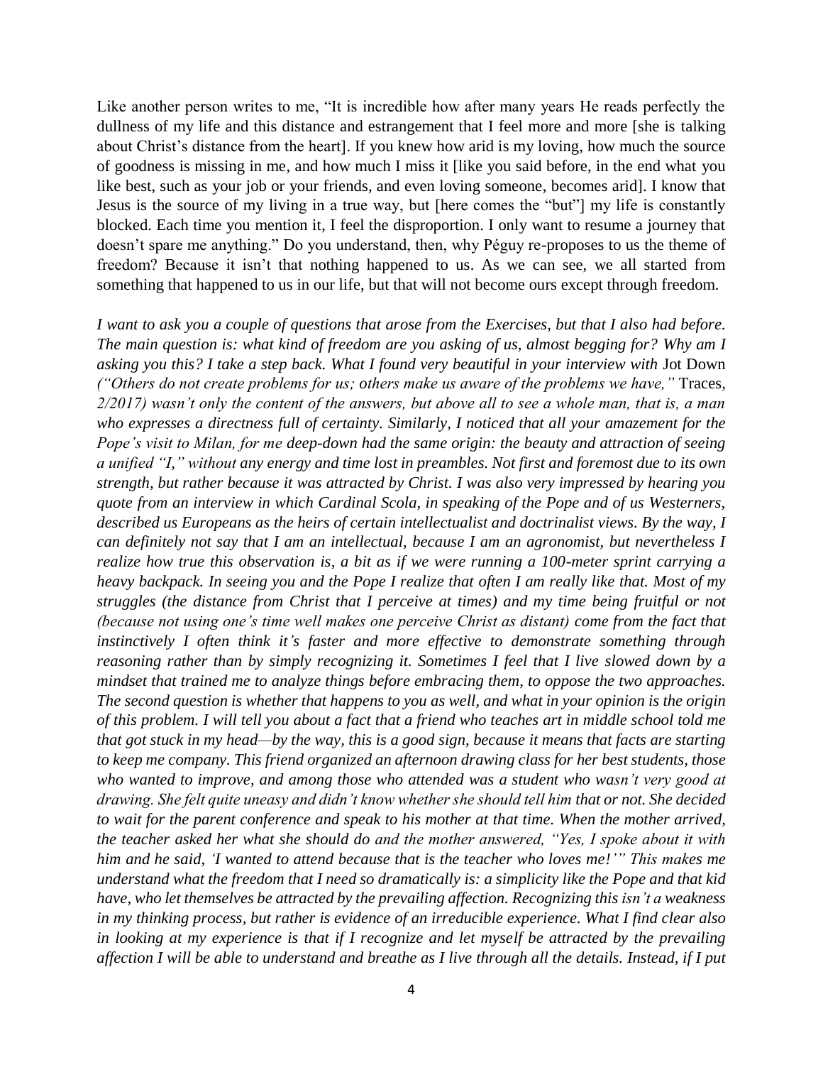Like another person writes to me, "It is incredible how after many years He reads perfectly the dullness of my life and this distance and estrangement that I feel more and more [she is talking about Christ's distance from the heart]. If you knew how arid is my loving, how much the source of goodness is missing in me, and how much I miss it [like you said before, in the end what you like best, such as your job or your friends, and even loving someone, becomes arid]. I know that Jesus is the source of my living in a true way, but [here comes the "but"] my life is constantly blocked. Each time you mention it, I feel the disproportion. I only want to resume a journey that doesn't spare me anything." Do you understand, then, why Péguy re-proposes to us the theme of freedom? Because it isn't that nothing happened to us. As we can see, we all started from something that happened to us in our life, but that will not become ours except through freedom.

*I want to ask you a couple of questions that arose from the Exercises, but that I also had before. The main question is: what kind of freedom are you asking of us, almost begging for? Why am I asking you this? I take a step back. What I found very beautiful in your interview with* Jot Down *("Others do not create problems for us; others make us aware of the problems we have,"* Traces, *2/2017) wasn't only the content of the answers, but above all to see a whole man, that is, a man who expresses a directness full of certainty. Similarly, I noticed that all your amazement for the Pope's visit to Milan, for me deep-down had the same origin: the beauty and attraction of seeing a unified "I," without any energy and time lost in preambles. Not first and foremost due to its own strength, but rather because it was attracted by Christ. I was also very impressed by hearing you quote from an interview in which Cardinal Scola, in speaking of the Pope and of us Westerners, described us Europeans as the heirs of certain intellectualist and doctrinalist views. By the way, I can definitely not say that I am an intellectual, because I am an agronomist, but nevertheless I realize how true this observation is, a bit as if we were running a 100-meter sprint carrying a heavy backpack. In seeing you and the Pope I realize that often I am really like that. Most of my struggles (the distance from Christ that I perceive at times) and my time being fruitful or not (because not using one's time well makes one perceive Christ as distant) come from the fact that instinctively I often think it's faster and more effective to demonstrate something through reasoning rather than by simply recognizing it. Sometimes I feel that I live slowed down by a mindset that trained me to analyze things before embracing them, to oppose the two approaches. The second question is whether that happens to you as well, and what in your opinion is the origin of this problem. I will tell you about a fact that a friend who teaches art in middle school told me that got stuck in my head—by the way, this is a good sign, because it means that facts are starting to keep me company. This friend organized an afternoon drawing class for her best students, those who wanted to improve, and among those who attended was a student who wasn't very good at drawing. She felt quite uneasy and didn't know whether she should tell him that or not. She decided to wait for the parent conference and speak to his mother at that time. When the mother arrived, the teacher asked her what she should do and the mother answered, "Yes, I spoke about it with him and he said, 'I wanted to attend because that is the teacher who loves me!'" This makes me understand what the freedom that I need so dramatically is: a simplicity like the Pope and that kid have, who let themselves be attracted by the prevailing affection. Recognizing this isn't a weakness in my thinking process, but rather is evidence of an irreducible experience. What I find clear also in looking at my experience is that if I recognize and let myself be attracted by the prevailing affection I will be able to understand and breathe as I live through all the details. Instead, if I put*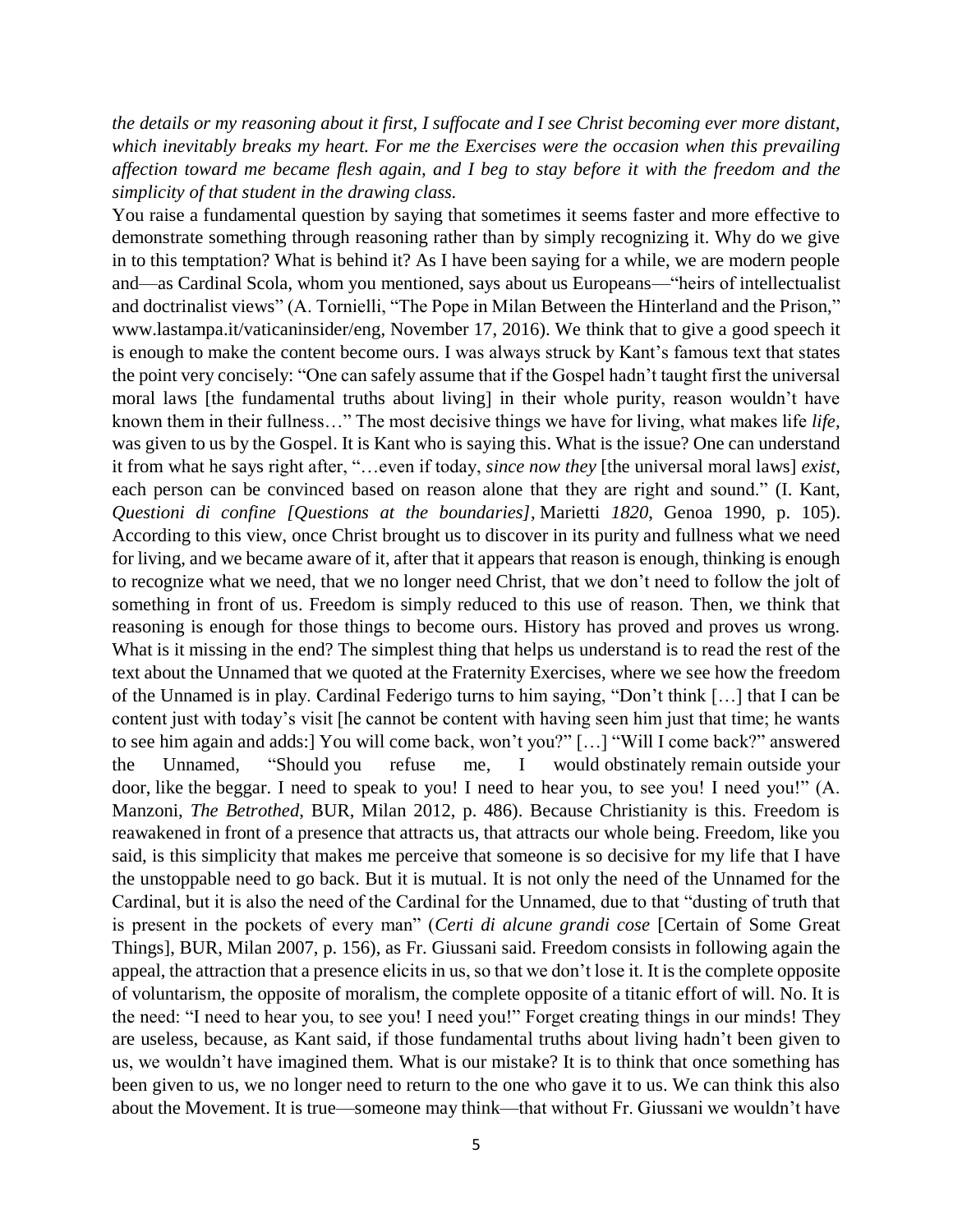*the details or my reasoning about it first, I suffocate and I see Christ becoming ever more distant, which inevitably breaks my heart. For me the Exercises were the occasion when this prevailing affection toward me became flesh again, and I beg to stay before it with the freedom and the simplicity of that student in the drawing class.*

You raise a fundamental question by saying that sometimes it seems faster and more effective to demonstrate something through reasoning rather than by simply recognizing it. Why do we give in to this temptation? What is behind it? As I have been saying for a while, we are modern people and—as Cardinal Scola, whom you mentioned, says about us Europeans—"heirs of intellectualist and doctrinalist views" (A. Tornielli, "The Pope in Milan Between the Hinterland and the Prison," www.lastampa.it/vaticaninsider/eng, November 17, 2016). We think that to give a good speech it is enough to make the content become ours. I was always struck by Kant's famous text that states the point very concisely: "One can safely assume that if the Gospel hadn't taught first the universal moral laws [the fundamental truths about living] in their whole purity, reason wouldn't have known them in their fullness…" The most decisive things we have for living, what makes life *life*, was given to us by the Gospel. It is Kant who is saying this. What is the issue? One can understand it from what he says right after, "…even if today, *since now they* [the universal moral laws] *exist*, each person can be convinced based on reason alone that they are right and sound." (I. Kant, *Questioni di confine [Questions at the boundaries]*, Marietti *1820*, Genoa 1990, p. 105). According to this view, once Christ brought us to discover in its purity and fullness what we need for living, and we became aware of it, after that it appears that reason is enough, thinking is enough to recognize what we need, that we no longer need Christ, that we don't need to follow the jolt of something in front of us. Freedom is simply reduced to this use of reason. Then, we think that reasoning is enough for those things to become ours. History has proved and proves us wrong. What is it missing in the end? The simplest thing that helps us understand is to read the rest of the text about the Unnamed that we quoted at the Fraternity Exercises, where we see how the freedom of the Unnamed is in play. Cardinal Federigo turns to him saying, "Don't think […] that I can be content just with today's visit [he cannot be content with having seen him just that time; he wants to see him again and adds:] You will come back, won't you?" […] "Will I come back?" answered the Unnamed, "Should you refuse me, I would obstinately remain outside your door, like the beggar. I need to speak to you! I need to hear you, to see you! I need you!" (A. Manzoni, *The Betrothed*, BUR, Milan 2012, p. 486). Because Christianity is this. Freedom is reawakened in front of a presence that attracts us, that attracts our whole being. Freedom, like you said, is this simplicity that makes me perceive that someone is so decisive for my life that I have the unstoppable need to go back. But it is mutual. It is not only the need of the Unnamed for the Cardinal, but it is also the need of the Cardinal for the Unnamed, due to that "dusting of truth that is present in the pockets of every man" (*Certi di alcune grandi cose* [Certain of Some Great Things], BUR, Milan 2007, p. 156), as Fr. Giussani said. Freedom consists in following again the appeal, the attraction that a presence elicits in us, so that we don't lose it. It is the complete opposite of voluntarism, the opposite of moralism, the complete opposite of a titanic effort of will. No. It is the need: "I need to hear you, to see you! I need you!" Forget creating things in our minds! They are useless, because, as Kant said, if those fundamental truths about living hadn't been given to us, we wouldn't have imagined them. What is our mistake? It is to think that once something has been given to us, we no longer need to return to the one who gave it to us. We can think this also about the Movement. It is true—someone may think—that without Fr. Giussani we wouldn't have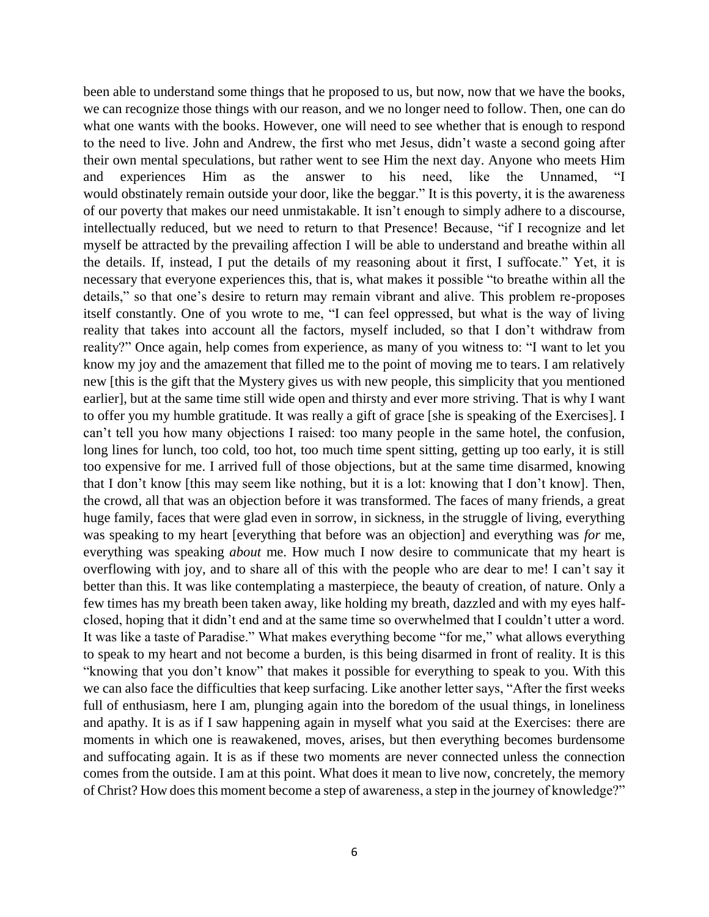been able to understand some things that he proposed to us, but now, now that we have the books, we can recognize those things with our reason, and we no longer need to follow. Then, one can do what one wants with the books. However, one will need to see whether that is enough to respond to the need to live. John and Andrew, the first who met Jesus, didn't waste a second going after their own mental speculations, but rather went to see Him the next day. Anyone who meets Him and experiences Him as the answer to his need, like the Unnamed, "I would obstinately remain outside your door, like the beggar." It is this poverty, it is the awareness of our poverty that makes our need unmistakable. It isn't enough to simply adhere to a discourse, intellectually reduced, but we need to return to that Presence! Because, "if I recognize and let myself be attracted by the prevailing affection I will be able to understand and breathe within all the details. If, instead, I put the details of my reasoning about it first, I suffocate." Yet, it is necessary that everyone experiences this, that is, what makes it possible "to breathe within all the details," so that one's desire to return may remain vibrant and alive. This problem re-proposes itself constantly. One of you wrote to me, "I can feel oppressed, but what is the way of living reality that takes into account all the factors, myself included, so that I don't withdraw from reality?" Once again, help comes from experience, as many of you witness to: "I want to let you know my joy and the amazement that filled me to the point of moving me to tears. I am relatively new [this is the gift that the Mystery gives us with new people, this simplicity that you mentioned earlier], but at the same time still wide open and thirsty and ever more striving. That is why I want to offer you my humble gratitude. It was really a gift of grace [she is speaking of the Exercises]. I can't tell you how many objections I raised: too many people in the same hotel, the confusion, long lines for lunch, too cold, too hot, too much time spent sitting, getting up too early, it is still too expensive for me. I arrived full of those objections, but at the same time disarmed, knowing that I don't know [this may seem like nothing, but it is a lot: knowing that I don't know]. Then, the crowd, all that was an objection before it was transformed. The faces of many friends, a great huge family, faces that were glad even in sorrow, in sickness, in the struggle of living, everything was speaking to my heart [everything that before was an objection] and everything was *for* me, everything was speaking *about* me. How much I now desire to communicate that my heart is overflowing with joy, and to share all of this with the people who are dear to me! I can't say it better than this. It was like contemplating a masterpiece, the beauty of creation, of nature. Only a few times has my breath been taken away, like holding my breath, dazzled and with my eyes half-closed, hoping that it didn't end and at the same time so overwhelmed that I couldn't utter a word. It was like a taste of Paradise." What makes everything become "for me," what allows everything to speak to my heart and not become a burden, is this being disarmed in front of reality. It is this "knowing that you don't know" that makes it possible for everything to speak to you. With this we can also face the difficulties that keep surfacing. Like another letter says, "After the first weeks full of enthusiasm, here I am, plunging again into the boredom of the usual things, in loneliness and apathy. It is as if I saw happening again in myself what you said at the Exercises: there are moments in which one is reawakened, moves, arises, but then everything becomes burdensome and suffocating again. It is as if these two moments are never connected unless the connection comes from the outside. I am at this point. What does it mean to live now, concretely, the memory of Christ? How does this moment become a step of awareness, a step in the journey of knowledge?"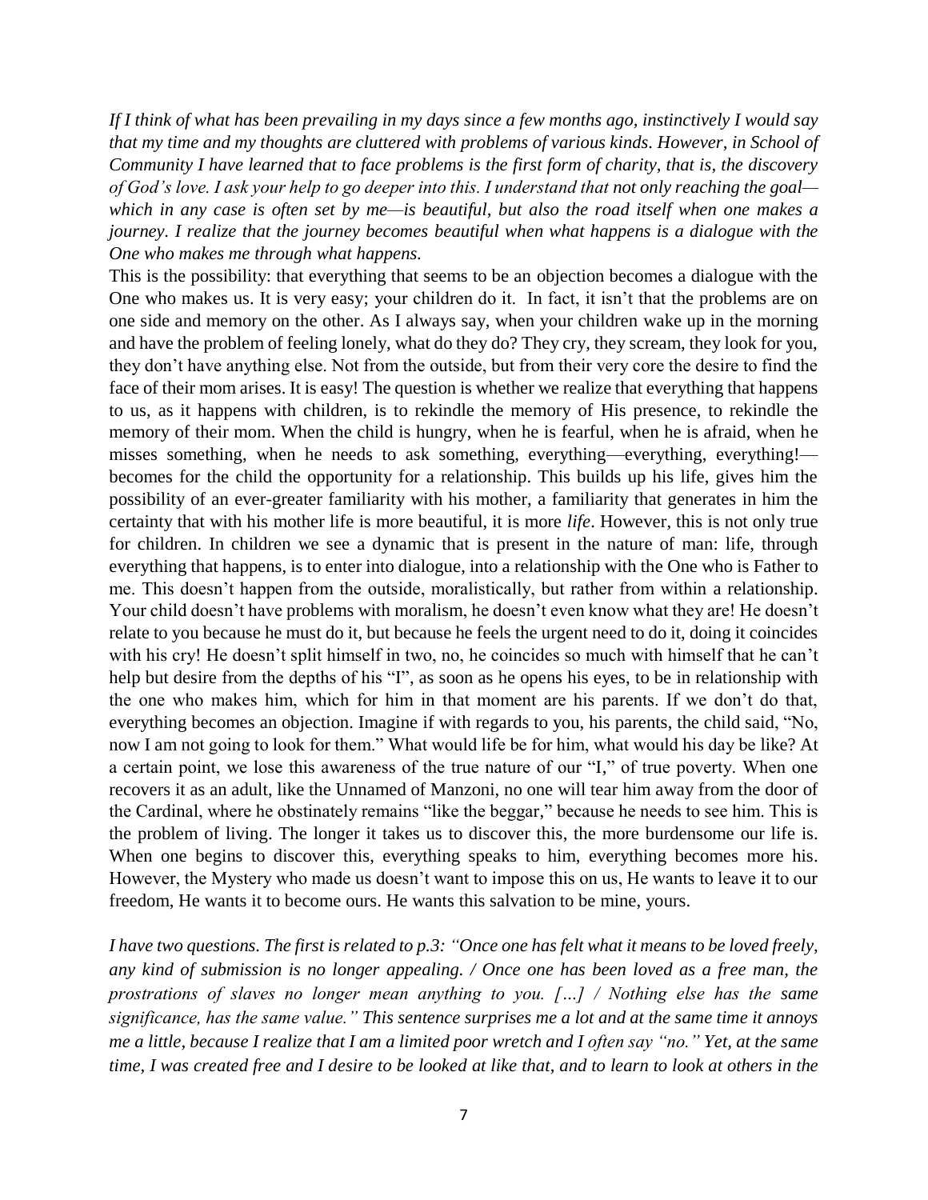*If I think of what has been prevailing in my days since a few months ago, instinctively I would say that my time and my thoughts are cluttered with problems of various kinds. However, in School of Community I have learned that to face problems is the first form of charity, that is, the discovery of God's love. I ask your help to go deeper into this. I understand that not only reaching the goal—which in any case is often set by me—is beautiful, but also the road itself when one makes a journey. I realize that the journey becomes beautiful when what happens is a dialogue with the One who makes me through what happens.*

This is the possibility: that everything that seems to be an objection becomes a dialogue with the One who makes us. It is very easy; your children do it. In fact, it isn't that the problems are on one side and memory on the other. As I always say, when your children wake up in the morning and have the problem of feeling lonely, what do they do? They cry, they scream, they look for you, they don't have anything else. Not from the outside, but from their very core the desire to find the face of their mom arises. It is easy! The question is whether we realize that everything that happens to us, as it happens with children, is to rekindle the memory of His presence, to rekindle the memory of their mom. When the child is hungry, when he is fearful, when he is afraid, when he misses something, when he needs to ask something, everything—everything, everything!—becomes for the child the opportunity for a relationship. This builds up his life, gives him the possibility of an ever-greater familiarity with his mother, a familiarity that generates in him the certainty that with his mother life is more beautiful, it is more *life*. However, this is not only true for children. In children we see a dynamic that is present in the nature of man: life, through everything that happens, is to enter into dialogue, into a relationship with the One who is Father to me. This doesn't happen from the outside, moralistically, but rather from within a relationship. Your child doesn't have problems with moralism, he doesn't even know what they are! He doesn't relate to you because he must do it, but because he feels the urgent need to do it, doing it coincides with his cry! He doesn't split himself in two, no, he coincides so much with himself that he can't help but desire from the depths of his "I", as soon as he opens his eyes, to be in relationship with the one who makes him, which for him in that moment are his parents. If we don't do that, everything becomes an objection. Imagine if with regards to you, his parents, the child said, "No, now I am not going to look for them." What would life be for him, what would his day be like? At a certain point, we lose this awareness of the true nature of our "I," of true poverty. When one recovers it as an adult, like the Unnamed of Manzoni, no one will tear him away from the door of the Cardinal, where he obstinately remains "like the beggar," because he needs to see him. This is the problem of living. The longer it takes us to discover this, the more burdensome our life is. When one begins to discover this, everything speaks to him, everything becomes more his. However, the Mystery who made us doesn't want to impose this on us, He wants to leave it to our freedom, He wants it to become ours. He wants this salvation to be mine, yours.

*I have two questions. The first is related to p.3: "Once one has felt what it means to be loved freely, any kind of submission is no longer appealing. / Once one has been loved as a free man, the prostrations of slaves no longer mean anything to you. […] / Nothing else has the same significance, has the same value." This sentence surprises me a lot and at the same time it annoys me a little, because I realize that I am a limited poor wretch and I often say "no." Yet, at the same time, I was created free and I desire to be looked at like that, and to learn to look at others in the*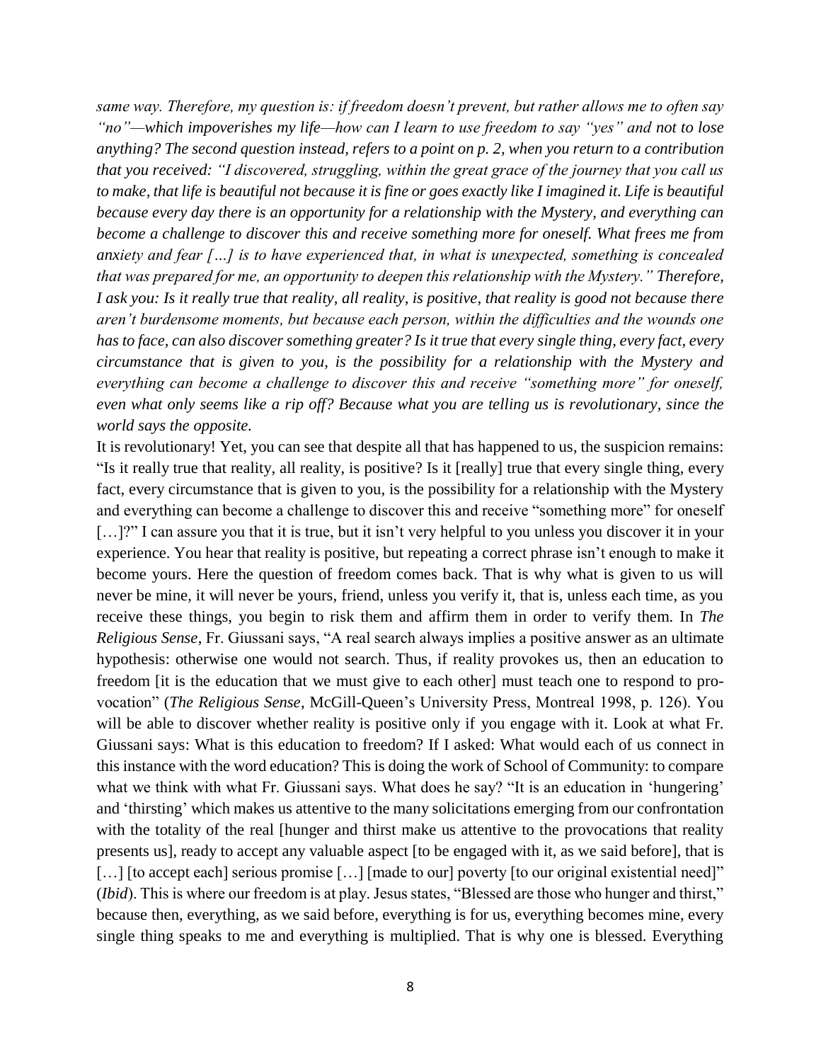*same way. Therefore, my question is: if freedom doesn't prevent, but rather allows me to often say "no"—which impoverishes my life—how can I learn to use freedom to say "yes" and not to lose anything? The second question instead, refers to a point on p. 2, when you return to a contribution that you received: "I discovered, struggling, within the great grace of the journey that you call us to make, that life is beautiful not because it is fine or goes exactly like I imagined it. Life is beautiful because every day there is an opportunity for a relationship with the Mystery, and everything can become a challenge to discover this and receive something more for oneself. What frees me from anxiety and fear […] is to have experienced that, in what is unexpected, something is concealed that was prepared for me, an opportunity to deepen this relationship with the Mystery." Therefore, I ask you: Is it really true that reality, all reality, is positive, that reality is good not because there aren't burdensome moments, but because each person, within the difficulties and the wounds one has to face, can also discover something greater? Is it true that every single thing, every fact, every circumstance that is given to you, is the possibility for a relationship with the Mystery and everything can become a challenge to discover this and receive "something more" for oneself, even what only seems like a rip off? Because what you are telling us is revolutionary, since the world says the opposite.*

It is revolutionary! Yet, you can see that despite all that has happened to us, the suspicion remains: "Is it really true that reality, all reality, is positive? Is it [really] true that every single thing, every fact, every circumstance that is given to you, is the possibility for a relationship with the Mystery and everything can become a challenge to discover this and receive "something more" for oneself […]?" I can assure you that it is true, but it isn't very helpful to you unless you discover it in your experience. You hear that reality is positive, but repeating a correct phrase isn't enough to make it become yours. Here the question of freedom comes back. That is why what is given to us will never be mine, it will never be yours, friend, unless you verify it, that is, unless each time, as you receive these things, you begin to risk them and affirm them in order to verify them. In *The Religious Sense*, Fr. Giussani says, "A real search always implies a positive answer as an ultimate hypothesis: otherwise one would not search. Thus, if reality provokes us, then an education to freedom [it is the education that we must give to each other] must teach one to respond to provocation" (*The Religious Sense*, McGill-Queen's University Press, Montreal 1998, p. 126). You will be able to discover whether reality is positive only if you engage with it. Look at what Fr. Giussani says: What is this education to freedom? If I asked: What would each of us connect in this instance with the word education? This is doing the work of School of Community: to compare what we think with what Fr. Giussani says. What does he say? "It is an education in 'hungering' and 'thirsting' which makes us attentive to the many solicitations emerging from our confrontation with the totality of the real [hunger and thirst make us attentive to the provocations that reality presents us], ready to accept any valuable aspect [to be engaged with it, as we said before], that is […] [to accept each] serious promise […] [made to our] poverty [to our original existential need]" (*Ibid*). This is where our freedom is at play. Jesus states, "Blessed are those who hunger and thirst," because then, everything, as we said before, everything is for us, everything becomes mine, every single thing speaks to me and everything is multiplied. That is why one is blessed. Everything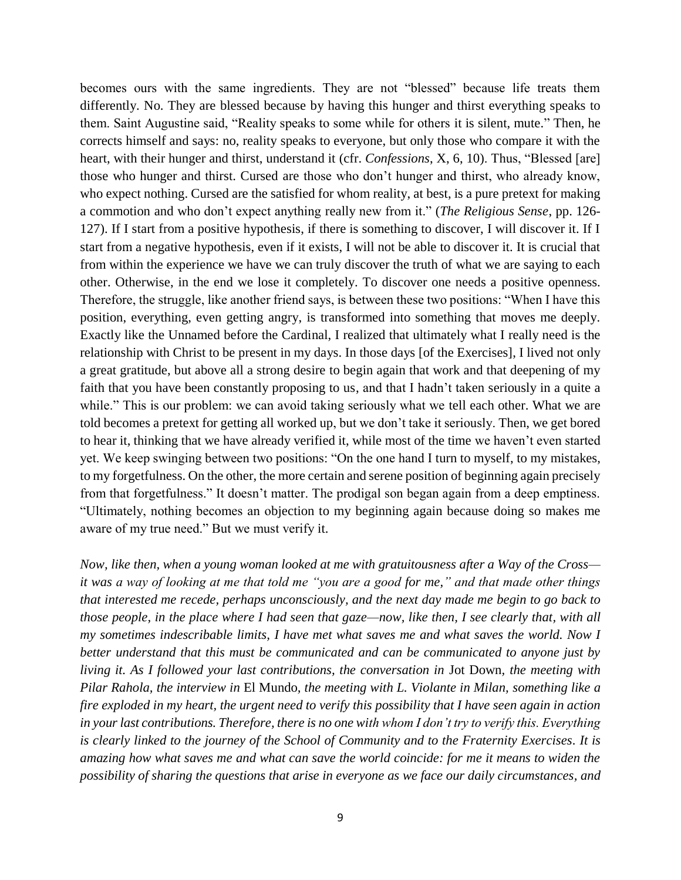becomes ours with the same ingredients. They are not "blessed" because life treats them differently. No. They are blessed because by having this hunger and thirst everything speaks to them. Saint Augustine said, "Reality speaks to some while for others it is silent, mute." Then, he corrects himself and says: no, reality speaks to everyone, but only those who compare it with the heart, with their hunger and thirst, understand it (cfr. *Confessions*, X, 6, 10). Thus, "Blessed [are] those who hunger and thirst. Cursed are those who don't hunger and thirst, who already know, who expect nothing. Cursed are the satisfied for whom reality, at best, is a pure pretext for making a commotion and who don't expect anything really new from it." (*The Religious Sense*, pp. 126-127). If I start from a positive hypothesis, if there is something to discover, I will discover it. If I start from a negative hypothesis, even if it exists, I will not be able to discover it. It is crucial that from within the experience we have we can truly discover the truth of what we are saying to each other. Otherwise, in the end we lose it completely. To discover one needs a positive openness. Therefore, the struggle, like another friend says, is between these two positions: "When I have this position, everything, even getting angry, is transformed into something that moves me deeply. Exactly like the Unnamed before the Cardinal, I realized that ultimately what I really need is the relationship with Christ to be present in my days. In those days [of the Exercises], I lived not only a great gratitude, but above all a strong desire to begin again that work and that deepening of my faith that you have been constantly proposing to us, and that I hadn't taken seriously in a quite a while." This is our problem: we can avoid taking seriously what we tell each other. What we are told becomes a pretext for getting all worked up, but we don't take it seriously. Then, we get bored to hear it, thinking that we have already verified it, while most of the time we haven't even started yet. We keep swinging between two positions: "On the one hand I turn to myself, to my mistakes, to my forgetfulness. On the other, the more certain and serene position of beginning again precisely from that forgetfulness." It doesn't matter. The prodigal son began again from a deep emptiness. "Ultimately, nothing becomes an objection to my beginning again because doing so makes me aware of my true need." But we must verify it.

*Now, like then, when a young woman looked at me with gratuitousness after a Way of the Cross—it was a way of looking at me that told me "you are a good for me," and that made other things that interested me recede, perhaps unconsciously, and the next day made me begin to go back to those people, in the place where I had seen that gaze—now, like then, I see clearly that, with all my sometimes indescribable limits, I have met what saves me and what saves the world. Now I better understand that this must be communicated and can be communicated to anyone just by living it. As I followed your last contributions, the conversation in* Jot Down*, the meeting with Pilar Rahola, the interview in* El Mundo*, the meeting with L. Violante in Milan, something like a fire exploded in my heart, the urgent need to verify this possibility that I have seen again in action in your last contributions. Therefore, there is no one with whom I don't try to verify this. Everything is clearly linked to the journey of the School of Community and to the Fraternity Exercises. It is amazing how what saves me and what can save the world coincide: for me it means to widen the possibility of sharing the questions that arise in everyone as we face our daily circumstances, and*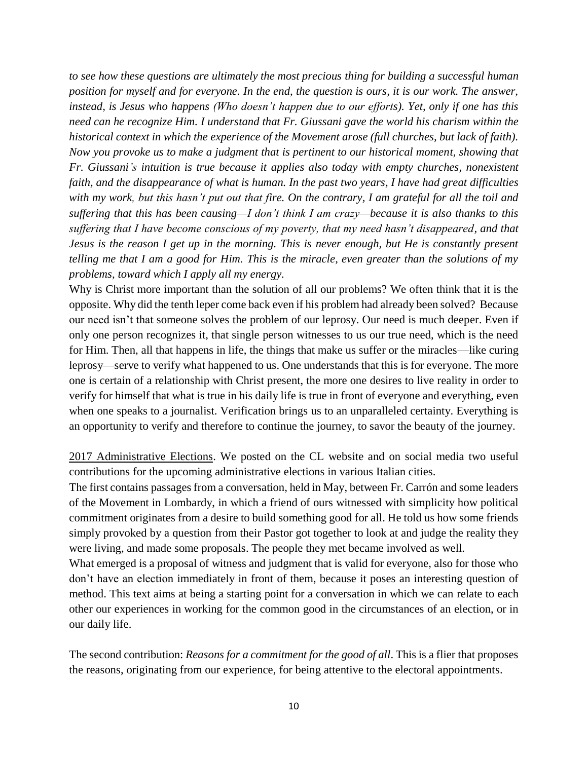*to see how these questions are ultimately the most precious thing for building a successful human position for myself and for everyone. In the end, the question is ours, it is our work. The answer, instead, is Jesus who happens (Who doesn't happen due to our efforts). Yet, only if one has this need can he recognize Him. I understand that Fr. Giussani gave the world his charism within the historical context in which the experience of the Movement arose (full churches, but lack of faith). Now you provoke us to make a judgment that is pertinent to our historical moment, showing that Fr. Giussani's intuition is true because it applies also today with empty churches, nonexistent faith, and the disappearance of what is human. In the past two years, I have had great difficulties with my work, but this hasn't put out that fire. On the contrary, I am grateful for all the toil and suffering that this has been causing—I don't think I am crazy—because it is also thanks to this suffering that I have become conscious of my poverty, that my need hasn't disappeared, and that Jesus is the reason I get up in the morning. This is never enough, but He is constantly present telling me that I am a good for Him. This is the miracle, even greater than the solutions of my problems, toward which I apply all my energy.*

Why is Christ more important than the solution of all our problems? We often think that it is the opposite. Why did the tenth leper come back even if his problem had already been solved? Because our need isn't that someone solves the problem of our leprosy. Our need is much deeper. Even if only one person recognizes it, that single person witnesses to us our true need, which is the need for Him. Then, all that happens in life, the things that make us suffer or the miracles—like curing leprosy—serve to verify what happened to us. One understands that this is for everyone. The more one is certain of a relationship with Christ present, the more one desires to live reality in order to verify for himself that what is true in his daily life is true in front of everyone and everything, even when one speaks to a journalist. Verification brings us to an unparalleled certainty. Everything is an opportunity to verify and therefore to continue the journey, to savor the beauty of the journey.

2017 Administrative Elections. We posted on the CL website and on social media two useful contributions for the upcoming administrative elections in various Italian cities.

The first contains passages from a conversation, held in May, between Fr. Carrón and some leaders of the Movement in Lombardy, in which a friend of ours witnessed with simplicity how political commitment originates from a desire to build something good for all. He told us how some friends simply provoked by a question from their Pastor got together to look at and judge the reality they were living, and made some proposals. The people they met became involved as well.

What emerged is a proposal of witness and judgment that is valid for everyone, also for those who don't have an election immediately in front of them, because it poses an interesting question of method. This text aims at being a starting point for a conversation in which we can relate to each other our experiences in working for the common good in the circumstances of an election, or in our daily life.

The second contribution: *Reasons for a commitment for the good of all*. This is a flier that proposes the reasons, originating from our experience, for being attentive to the electoral appointments.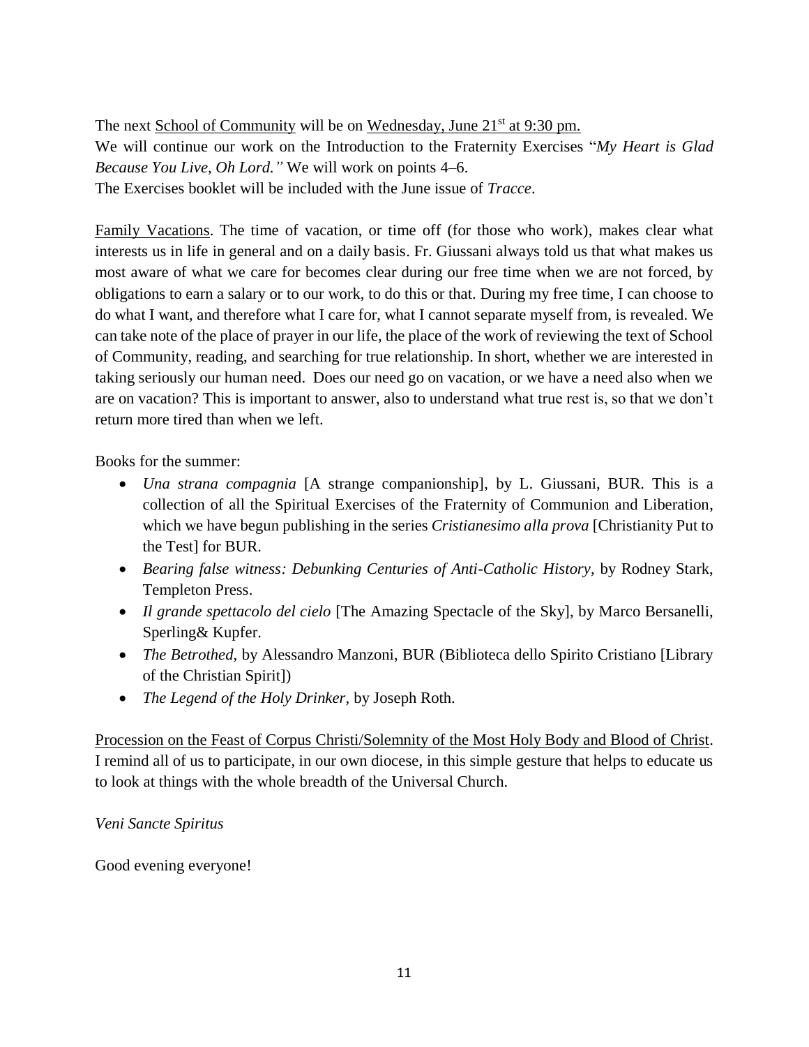The next <u>School of Community</u> will be on <u>Wednesday, June 21st at 9:30 pm.</u>
We will continue our work on the Introduction to the Fraternity Exercises "*My Heart is Glad Because You Live, Oh Lord."* We will work on points 4–6.
The Exercises booklet will be included with the June issue of *Tracce*.

<u>Family Vacations</u>. The time of vacation, or time off (for those who work), makes clear what interests us in life in general and on a daily basis. Fr. Giussani always told us that what makes us most aware of what we care for becomes clear during our free time when we are not forced, by obligations to earn a salary or to our work, to do this or that. During my free time, I can choose to do what I want, and therefore what I care for, what I cannot separate myself from, is revealed. We can take note of the place of prayer in our life, the place of the work of reviewing the text of School of Community, reading, and searching for true relationship. In short, whether we are interested in taking seriously our human need. Does our need go on vacation, or we have a need also when we are on vacation? This is important to answer, also to understand what true rest is, so that we don't return more tired than when we left.

Books for the summer:

- *Una strana compagnia* [A strange companionship], by L. Giussani, BUR. This is a collection of all the Spiritual Exercises of the Fraternity of Communion and Liberation, which we have begun publishing in the series *Cristianesimo alla prova* [Christianity Put to the Test] for BUR.
- *Bearing false witness: Debunking Centuries of Anti-Catholic History,* by Rodney Stark, Templeton Press.
- *Il grande spettacolo del cielo* [The Amazing Spectacle of the Sky], by Marco Bersanelli, Sperling& Kupfer.
- *The Betrothed,* by Alessandro Manzoni, BUR (Biblioteca dello Spirito Cristiano [Library of the Christian Spirit])
- *The Legend of the Holy Drinker,* by Joseph Roth.

<u>Procession on the Feast of Corpus Christi/Solemnity of the Most Holy Body and Blood of Christ</u>. I remind all of us to participate, in our own diocese, in this simple gesture that helps to educate us to look at things with the whole breadth of the Universal Church.

*Veni Sancte Spiritus*

Good evening everyone!